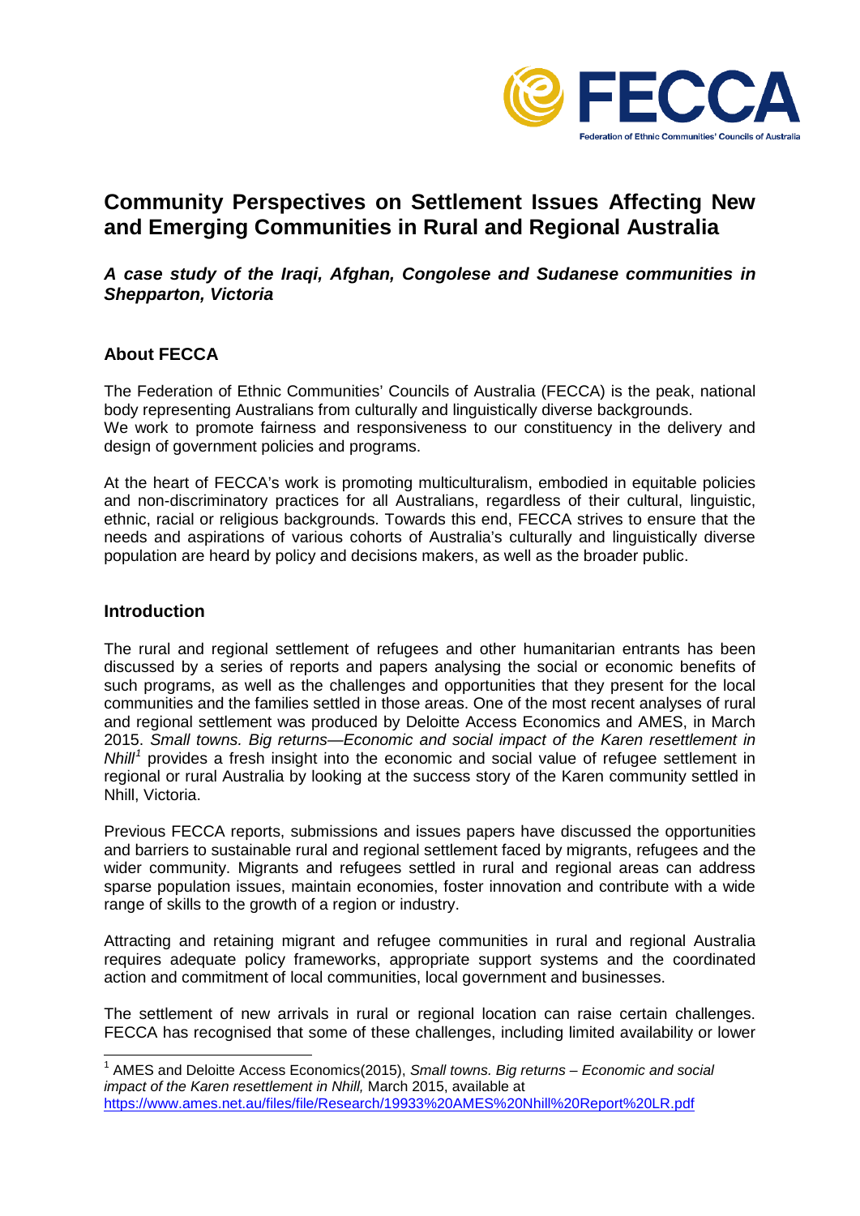# Community Perspectives on Settlement Issues Affecting New and Emerging Communities in Rural and Regional Australia

***A case study of the Iraqi, Afghan, Congolese and Sudanese communities in Shepparton, Victoria***

## About FECCA

The Federation of Ethnic Communities' Councils of Australia (FECCA) is the peak, national body representing Australians from culturally and linguistically diverse backgrounds.
We work to promote fairness and responsiveness to our constituency in the delivery and design of government policies and programs.

At the heart of FECCA's work is promoting multiculturalism, embodied in equitable policies and non-discriminatory practices for all Australians, regardless of their cultural, linguistic, ethnic, racial or religious backgrounds. Towards this end, FECCA strives to ensure that the needs and aspirations of various cohorts of Australia's culturally and linguistically diverse population are heard by policy and decisions makers, as well as the broader public.

## Introduction

The rural and regional settlement of refugees and other humanitarian entrants has been discussed by a series of reports and papers analysing the social or economic benefits of such programs, as well as the challenges and opportunities that they present for the local communities and the families settled in those areas. One of the most recent analyses of rural and regional settlement was produced by Deloitte Access Economics and AMES, in March 2015. *Small towns. Big returns—Economic and social impact of the Karen resettlement in Nhill*[1] provides a fresh insight into the economic and social value of refugee settlement in regional or rural Australia by looking at the success story of the Karen community settled in Nhill, Victoria.

Previous FECCA reports, submissions and issues papers have discussed the opportunities and barriers to sustainable rural and regional settlement faced by migrants, refugees and the wider community. Migrants and refugees settled in rural and regional areas can address sparse population issues, maintain economies, foster innovation and contribute with a wide range of skills to the growth of a region or industry.

Attracting and retaining migrant and refugee communities in rural and regional Australia requires adequate policy frameworks, appropriate support systems and the coordinated action and commitment of local communities, local government and businesses.

The settlement of new arrivals in rural or regional location can raise certain challenges. FECCA has recognised that some of these challenges, including limited availability or lower

[1] AMES and Deloitte Access Economics(2015), *Small towns. Big returns – Economic and social impact of the Karen resettlement in Nhill,* March 2015, available at https://www.ames.net.au/files/file/Research/19933%20AMES%20Nhill%20Report%20LR.pdf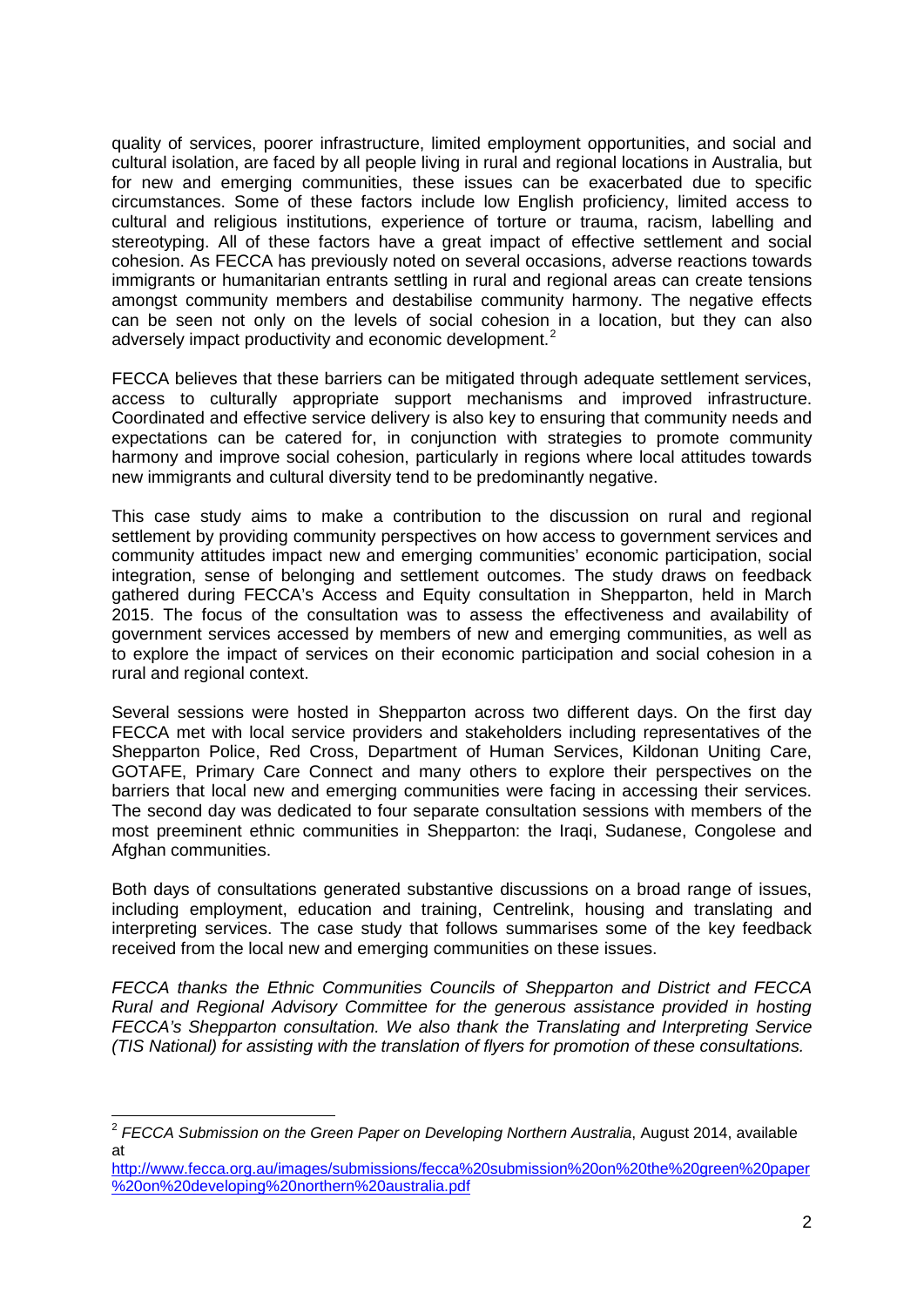quality of services, poorer infrastructure, limited employment opportunities, and social and cultural isolation, are faced by all people living in rural and regional locations in Australia, but for new and emerging communities, these issues can be exacerbated due to specific circumstances. Some of these factors include low English proficiency, limited access to cultural and religious institutions, experience of torture or trauma, racism, labelling and stereotyping. All of these factors have a great impact of effective settlement and social cohesion. As FECCA has previously noted on several occasions, adverse reactions towards immigrants or humanitarian entrants settling in rural and regional areas can create tensions amongst community members and destabilise community harmony. The negative effects can be seen not only on the levels of social cohesion in a location, but they can also adversely impact productivity and economic development.[2]

FECCA believes that these barriers can be mitigated through adequate settlement services, access to culturally appropriate support mechanisms and improved infrastructure. Coordinated and effective service delivery is also key to ensuring that community needs and expectations can be catered for, in conjunction with strategies to promote community harmony and improve social cohesion, particularly in regions where local attitudes towards new immigrants and cultural diversity tend to be predominantly negative.

This case study aims to make a contribution to the discussion on rural and regional settlement by providing community perspectives on how access to government services and community attitudes impact new and emerging communities' economic participation, social integration, sense of belonging and settlement outcomes. The study draws on feedback gathered during FECCA's Access and Equity consultation in Shepparton, held in March 2015. The focus of the consultation was to assess the effectiveness and availability of government services accessed by members of new and emerging communities, as well as to explore the impact of services on their economic participation and social cohesion in a rural and regional context.

Several sessions were hosted in Shepparton across two different days. On the first day FECCA met with local service providers and stakeholders including representatives of the Shepparton Police, Red Cross, Department of Human Services, Kildonan Uniting Care, GOTAFE, Primary Care Connect and many others to explore their perspectives on the barriers that local new and emerging communities were facing in accessing their services. The second day was dedicated to four separate consultation sessions with members of the most preeminent ethnic communities in Shepparton: the Iraqi, Sudanese, Congolese and Afghan communities.

Both days of consultations generated substantive discussions on a broad range of issues, including employment, education and training, Centrelink, housing and translating and interpreting services. The case study that follows summarises some of the key feedback received from the local new and emerging communities on these issues.

*FECCA thanks the Ethnic Communities Councils of Shepparton and District and FECCA Rural and Regional Advisory Committee for the generous assistance provided in hosting FECCA's Shepparton consultation. We also thank the Translating and Interpreting Service (TIS National) for assisting with the translation of flyers for promotion of these consultations.*

---

[2] *FECCA Submission on the Green Paper on Developing Northern Australia*, August 2014, available at http://www.fecca.org.au/images/submissions/fecca%20submission%20on%20the%20green%20paper%20on%20developing%20northern%20australia.pdf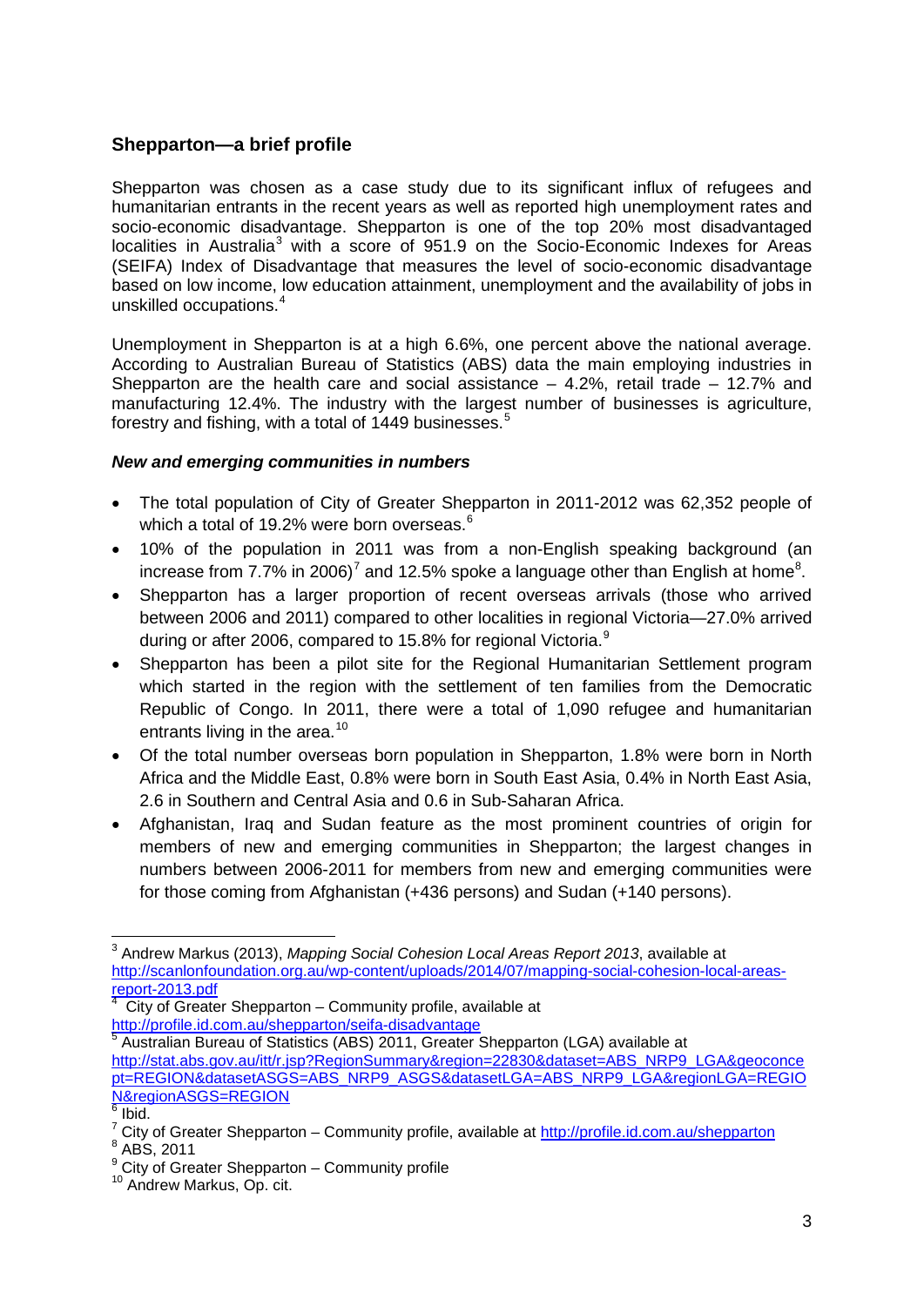## Shepparton—a brief profile

Shepparton was chosen as a case study due to its significant influx of refugees and humanitarian entrants in the recent years as well as reported high unemployment rates and socio-economic disadvantage. Shepparton is one of the top 20% most disadvantaged localities in Australia[3] with a score of 951.9 on the Socio-Economic Indexes for Areas (SEIFA) Index of Disadvantage that measures the level of socio-economic disadvantage based on low income, low education attainment, unemployment and the availability of jobs in unskilled occupations.[4]

Unemployment in Shepparton is at a high 6.6%, one percent above the national average. According to Australian Bureau of Statistics (ABS) data the main employing industries in Shepparton are the health care and social assistance – 4.2%, retail trade – 12.7% and manufacturing 12.4%. The industry with the largest number of businesses is agriculture, forestry and fishing, with a total of 1449 businesses.[5]

### *New and emerging communities in numbers*

- The total population of City of Greater Shepparton in 2011-2012 was 62,352 people of which a total of 19.2% were born overseas.[6]
- 10% of the population in 2011 was from a non-English speaking background (an increase from 7.7% in 2006)[7] and 12.5% spoke a language other than English at home[8].
- Shepparton has a larger proportion of recent overseas arrivals (those who arrived between 2006 and 2011) compared to other localities in regional Victoria—27.0% arrived during or after 2006, compared to 15.8% for regional Victoria.[9]
- Shepparton has been a pilot site for the Regional Humanitarian Settlement program which started in the region with the settlement of ten families from the Democratic Republic of Congo. In 2011, there were a total of 1,090 refugee and humanitarian entrants living in the area.[10]
- Of the total number overseas born population in Shepparton, 1.8% were born in North Africa and the Middle East, 0.8% were born in South East Asia, 0.4% in North East Asia, 2.6 in Southern and Central Asia and 0.6 in Sub-Saharan Africa.
- Afghanistan, Iraq and Sudan feature as the most prominent countries of origin for members of new and emerging communities in Shepparton; the largest changes in numbers between 2006-2011 for members from new and emerging communities were for those coming from Afghanistan (+436 persons) and Sudan (+140 persons).

---

[3] Andrew Markus (2013), *Mapping Social Cohesion Local Areas Report 2013*, available at http://scanlonfoundation.org.au/wp-content/uploads/2014/07/mapping-social-cohesion-local-areas-report-2013.pdf

[4] City of Greater Shepparton – Community profile, available at http://profile.id.com.au/shepparton/seifa-disadvantage

[5] Australian Bureau of Statistics (ABS) 2011, Greater Shepparton (LGA) available at http://stat.abs.gov.au/itt/r.jsp?RegionSummary&region=22830&dataset=ABS_NRP9_LGA&geoconcept=REGION&datasetASGS=ABS_NRP9_ASGS&datasetLGA=ABS_NRP9_LGA&regionLGA=REGION&regionASGS=REGION

[6] Ibid.

[7] City of Greater Shepparton – Community profile, available at http://profile.id.com.au/shepparton

[8] ABS, 2011

[9] City of Greater Shepparton – Community profile

[10] Andrew Markus, Op. cit.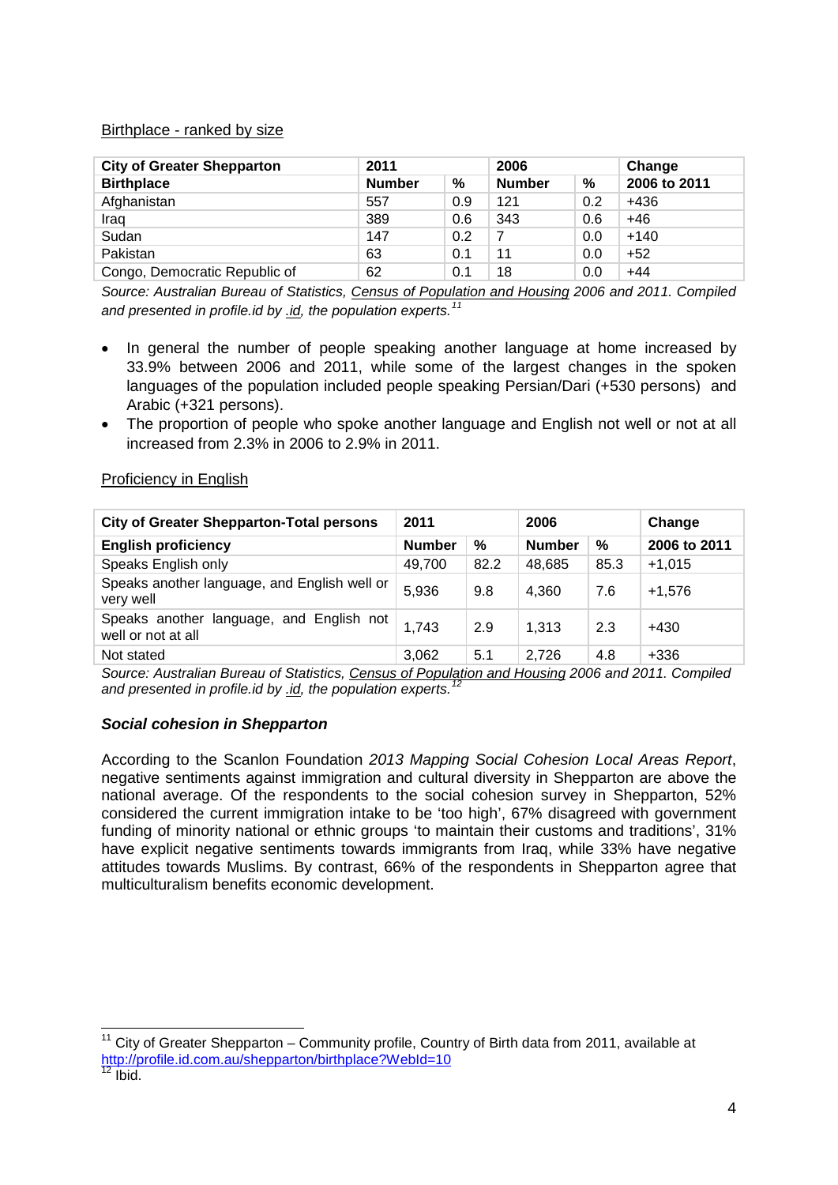Birthplace - ranked by size

| City of Greater Shepparton | 2011 | | 2006 | | Change |
|---|---|---|---|---|---|
| **Birthplace** | **Number** | **%** | **Number** | **%** | **2006 to 2011** |
| Afghanistan | 557 | 0.9 | 121 | 0.2 | +436 |
| Iraq | 389 | 0.6 | 343 | 0.6 | +46 |
| Sudan | 147 | 0.2 | 7 | 0.0 | +140 |
| Pakistan | 63 | 0.1 | 11 | 0.0 | +52 |
| Congo, Democratic Republic of | 62 | 0.1 | 18 | 0.0 | +44 |

*Source: Australian Bureau of Statistics, Census of Population and Housing 2006 and 2011. Compiled and presented in profile.id by .id, the population experts.*[11]

- In general the number of people speaking another language at home increased by 33.9% between 2006 and 2011, while some of the largest changes in the spoken languages of the population included people speaking Persian/Dari (+530 persons) and Arabic (+321 persons).
- The proportion of people who spoke another language and English not well or not at all increased from 2.3% in 2006 to 2.9% in 2011.

Proficiency in English

| City of Greater Shepparton-Total persons | 2011 | | 2006 | | Change |
|---|---|---|---|---|---|
| **English proficiency** | **Number** | **%** | **Number** | **%** | **2006 to 2011** |
| Speaks English only | 49,700 | 82.2 | 48,685 | 85.3 | +1,015 |
| Speaks another language, and English well or very well | 5,936 | 9.8 | 4,360 | 7.6 | +1,576 |
| Speaks another language, and English not well or not at all | 1,743 | 2.9 | 1,313 | 2.3 | +430 |
| Not stated | 3,062 | 5.1 | 2,726 | 4.8 | +336 |

*Source: Australian Bureau of Statistics, Census of Population and Housing 2006 and 2011. Compiled and presented in profile.id by .id, the population experts.*[12]

### *Social cohesion in Shepparton*

According to the Scanlon Foundation *2013 Mapping Social Cohesion Local Areas Report*, negative sentiments against immigration and cultural diversity in Shepparton are above the national average. Of the respondents to the social cohesion survey in Shepparton, 52% considered the current immigration intake to be 'too high', 67% disagreed with government funding of minority national or ethnic groups 'to maintain their customs and traditions', 31% have explicit negative sentiments towards immigrants from Iraq, while 33% have negative attitudes towards Muslims. By contrast, 66% of the respondents in Shepparton agree that multiculturalism benefits economic development.

---

[11] City of Greater Shepparton – Community profile, Country of Birth data from 2011, available at http://profile.id.com.au/shepparton/birthplace?WebId=10

[12] Ibid.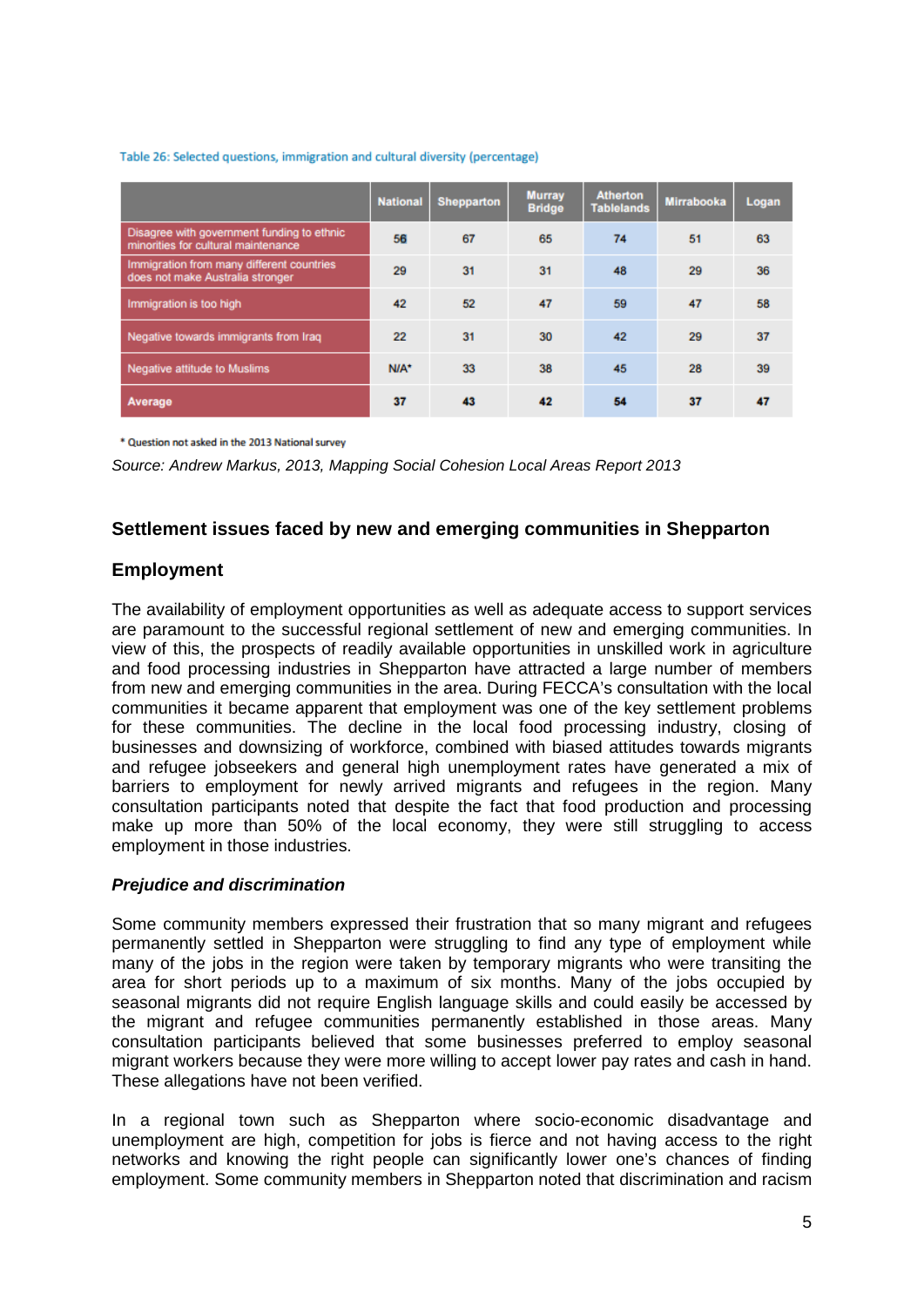Table 26: Selected questions, immigration and cultural diversity (percentage)

| | National | Shepparton | Murray Bridge | Atherton Tablelands | Mirrabooka | Logan |
|---|---|---|---|---|---|---|
| Disagree with government funding to ethnic minorities for cultural maintenance | 56 | 67 | 65 | 74 | 51 | 63 |
| Immigration from many different countries does not make Australia stronger | 29 | 31 | 31 | 48 | 29 | 36 |
| Immigration is too high | 42 | 52 | 47 | 59 | 47 | 58 |
| Negative towards immigrants from Iraq | 22 | 31 | 30 | 42 | 29 | 37 |
| Negative attitude to Muslims | N/A* | 33 | 38 | 45 | 28 | 39 |
| **Average** | **37** | **43** | **42** | **54** | **37** | **47** |

* Question not asked in the 2013 National survey

*Source: Andrew Markus, 2013, Mapping Social Cohesion Local Areas Report 2013*

## Settlement issues faced by new and emerging communities in Shepparton

### Employment

The availability of employment opportunities as well as adequate access to support services are paramount to the successful regional settlement of new and emerging communities. In view of this, the prospects of readily available opportunities in unskilled work in agriculture and food processing industries in Shepparton have attracted a large number of members from new and emerging communities in the area. During FECCA's consultation with the local communities it became apparent that employment was one of the key settlement problems for these communities. The decline in the local food processing industry, closing of businesses and downsizing of workforce, combined with biased attitudes towards migrants and refugee jobseekers and general high unemployment rates have generated a mix of barriers to employment for newly arrived migrants and refugees in the region. Many consultation participants noted that despite the fact that food production and processing make up more than 50% of the local economy, they were still struggling to access employment in those industries.

***Prejudice and discrimination***

Some community members expressed their frustration that so many migrant and refugees permanently settled in Shepparton were struggling to find any type of employment while many of the jobs in the region were taken by temporary migrants who were transiting the area for short periods up to a maximum of six months. Many of the jobs occupied by seasonal migrants did not require English language skills and could easily be accessed by the migrant and refugee communities permanently established in those areas. Many consultation participants believed that some businesses preferred to employ seasonal migrant workers because they were more willing to accept lower pay rates and cash in hand. These allegations have not been verified.

In a regional town such as Shepparton where socio-economic disadvantage and unemployment are high, competition for jobs is fierce and not having access to the right networks and knowing the right people can significantly lower one's chances of finding employment. Some community members in Shepparton noted that discrimination and racism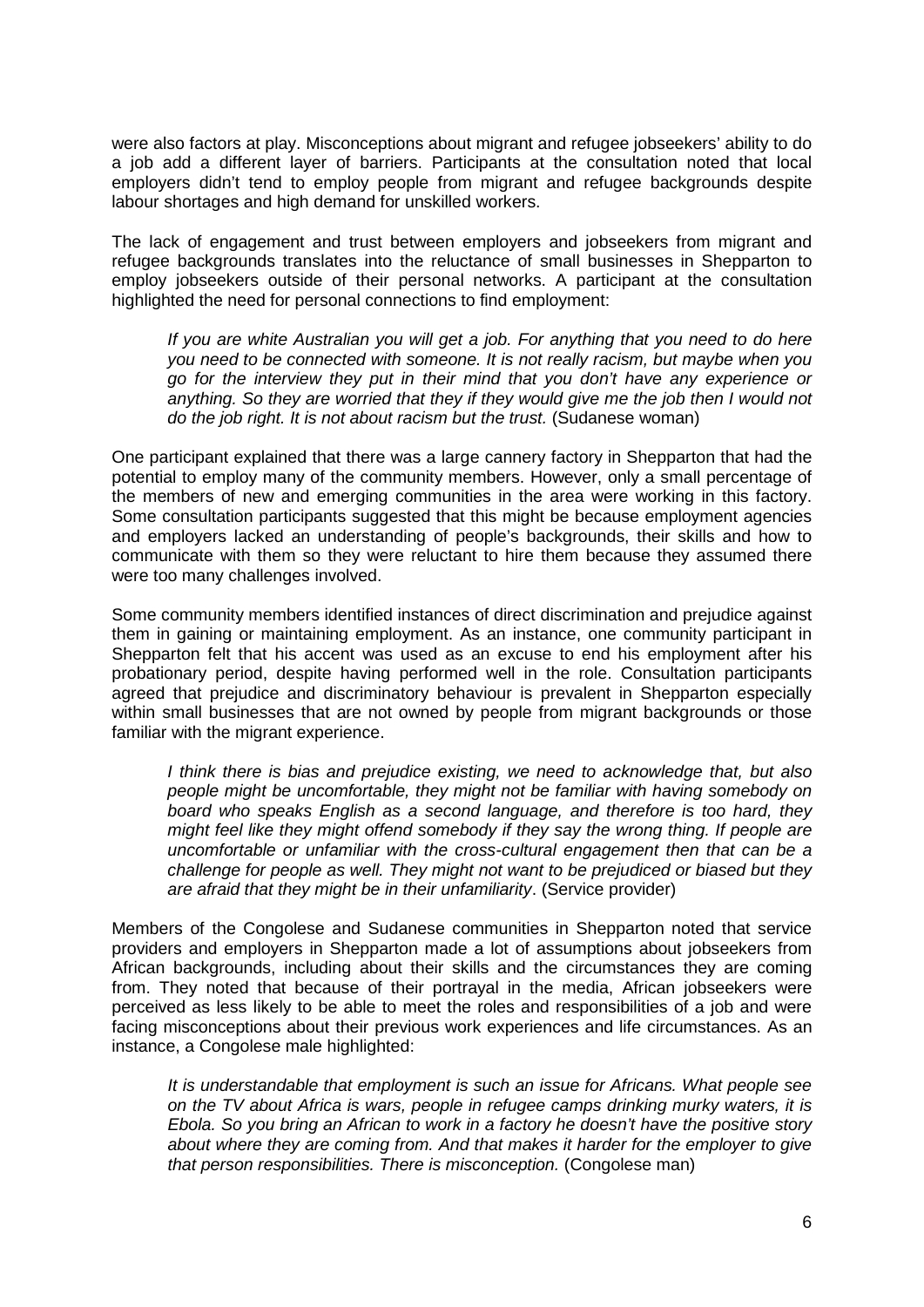were also factors at play. Misconceptions about migrant and refugee jobseekers' ability to do a job add a different layer of barriers. Participants at the consultation noted that local employers didn't tend to employ people from migrant and refugee backgrounds despite labour shortages and high demand for unskilled workers.

The lack of engagement and trust between employers and jobseekers from migrant and refugee backgrounds translates into the reluctance of small businesses in Shepparton to employ jobseekers outside of their personal networks. A participant at the consultation highlighted the need for personal connections to find employment:

> *If you are white Australian you will get a job. For anything that you need to do here you need to be connected with someone. It is not really racism, but maybe when you go for the interview they put in their mind that you don't have any experience or anything. So they are worried that they if they would give me the job then I would not do the job right. It is not about racism but the trust.* (Sudanese woman)

One participant explained that there was a large cannery factory in Shepparton that had the potential to employ many of the community members. However, only a small percentage of the members of new and emerging communities in the area were working in this factory. Some consultation participants suggested that this might be because employment agencies and employers lacked an understanding of people's backgrounds, their skills and how to communicate with them so they were reluctant to hire them because they assumed there were too many challenges involved.

Some community members identified instances of direct discrimination and prejudice against them in gaining or maintaining employment. As an instance, one community participant in Shepparton felt that his accent was used as an excuse to end his employment after his probationary period, despite having performed well in the role. Consultation participants agreed that prejudice and discriminatory behaviour is prevalent in Shepparton especially within small businesses that are not owned by people from migrant backgrounds or those familiar with the migrant experience.

> *I think there is bias and prejudice existing, we need to acknowledge that, but also people might be uncomfortable, they might not be familiar with having somebody on board who speaks English as a second language, and therefore is too hard, they might feel like they might offend somebody if they say the wrong thing. If people are uncomfortable or unfamiliar with the cross-cultural engagement then that can be a challenge for people as well. They might not want to be prejudiced or biased but they are afraid that they might be in their unfamiliarity*. (Service provider)

Members of the Congolese and Sudanese communities in Shepparton noted that service providers and employers in Shepparton made a lot of assumptions about jobseekers from African backgrounds, including about their skills and the circumstances they are coming from. They noted that because of their portrayal in the media, African jobseekers were perceived as less likely to be able to meet the roles and responsibilities of a job and were facing misconceptions about their previous work experiences and life circumstances. As an instance, a Congolese male highlighted:

> *It is understandable that employment is such an issue for Africans. What people see on the TV about Africa is wars, people in refugee camps drinking murky waters, it is Ebola. So you bring an African to work in a factory he doesn't have the positive story about where they are coming from. And that makes it harder for the employer to give that person responsibilities. There is misconception.* (Congolese man)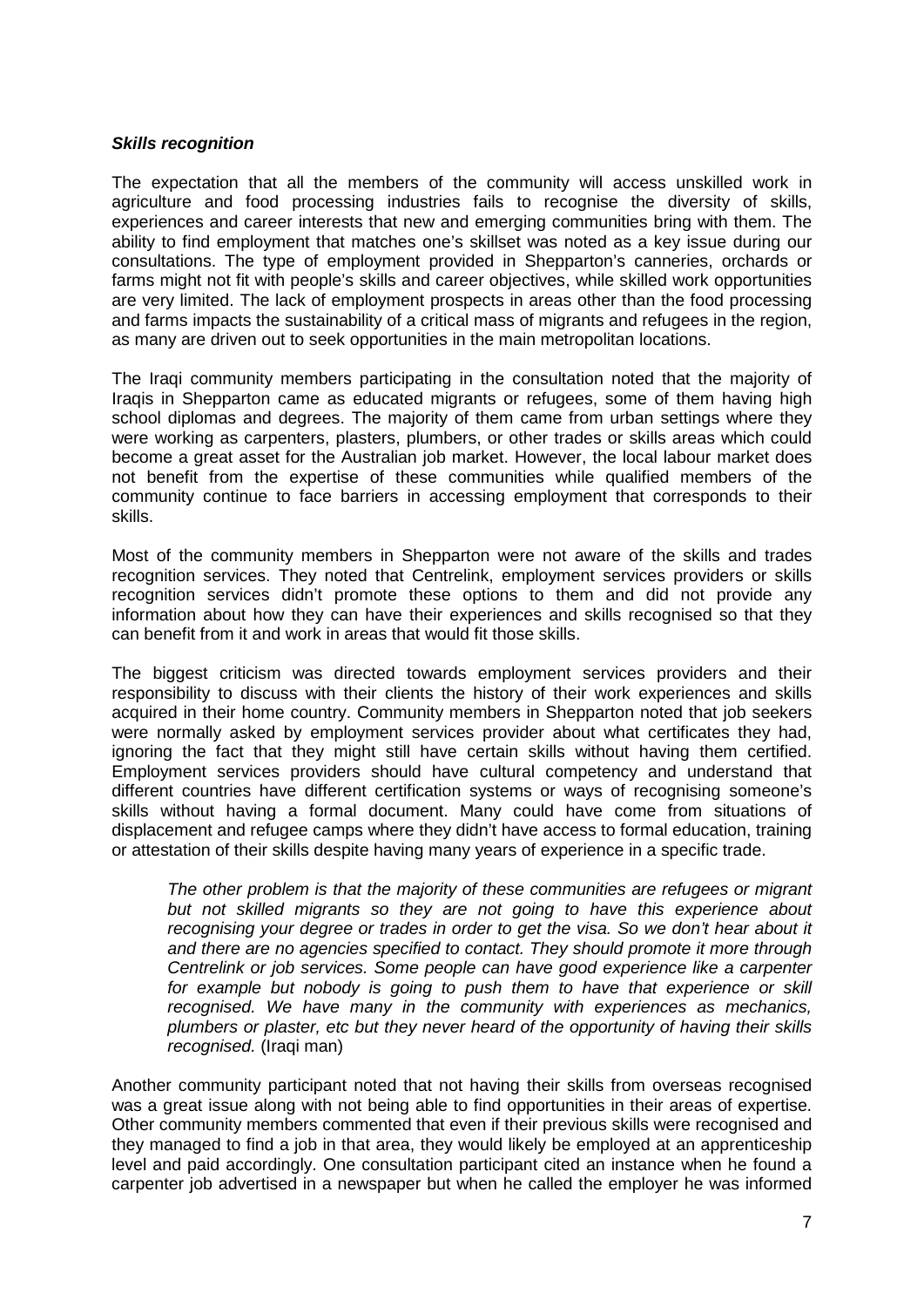***Skills recognition***

The expectation that all the members of the community will access unskilled work in agriculture and food processing industries fails to recognise the diversity of skills, experiences and career interests that new and emerging communities bring with them. The ability to find employment that matches one's skillset was noted as a key issue during our consultations. The type of employment provided in Shepparton's canneries, orchards or farms might not fit with people's skills and career objectives, while skilled work opportunities are very limited. The lack of employment prospects in areas other than the food processing and farms impacts the sustainability of a critical mass of migrants and refugees in the region, as many are driven out to seek opportunities in the main metropolitan locations.

The Iraqi community members participating in the consultation noted that the majority of Iraqis in Shepparton came as educated migrants or refugees, some of them having high school diplomas and degrees. The majority of them came from urban settings where they were working as carpenters, plasters, plumbers, or other trades or skills areas which could become a great asset for the Australian job market. However, the local labour market does not benefit from the expertise of these communities while qualified members of the community continue to face barriers in accessing employment that corresponds to their skills.

Most of the community members in Shepparton were not aware of the skills and trades recognition services. They noted that Centrelink, employment services providers or skills recognition services didn't promote these options to them and did not provide any information about how they can have their experiences and skills recognised so that they can benefit from it and work in areas that would fit those skills.

The biggest criticism was directed towards employment services providers and their responsibility to discuss with their clients the history of their work experiences and skills acquired in their home country. Community members in Shepparton noted that job seekers were normally asked by employment services provider about what certificates they had, ignoring the fact that they might still have certain skills without having them certified. Employment services providers should have cultural competency and understand that different countries have different certification systems or ways of recognising someone's skills without having a formal document. Many could have come from situations of displacement and refugee camps where they didn't have access to formal education, training or attestation of their skills despite having many years of experience in a specific trade.

> *The other problem is that the majority of these communities are refugees or migrant but not skilled migrants so they are not going to have this experience about recognising your degree or trades in order to get the visa. So we don't hear about it and there are no agencies specified to contact. They should promote it more through Centrelink or job services. Some people can have good experience like a carpenter for example but nobody is going to push them to have that experience or skill recognised. We have many in the community with experiences as mechanics, plumbers or plaster, etc but they never heard of the opportunity of having their skills recognised.* (Iraqi man)

Another community participant noted that not having their skills from overseas recognised was a great issue along with not being able to find opportunities in their areas of expertise. Other community members commented that even if their previous skills were recognised and they managed to find a job in that area, they would likely be employed at an apprenticeship level and paid accordingly. One consultation participant cited an instance when he found a carpenter job advertised in a newspaper but when he called the employer he was informed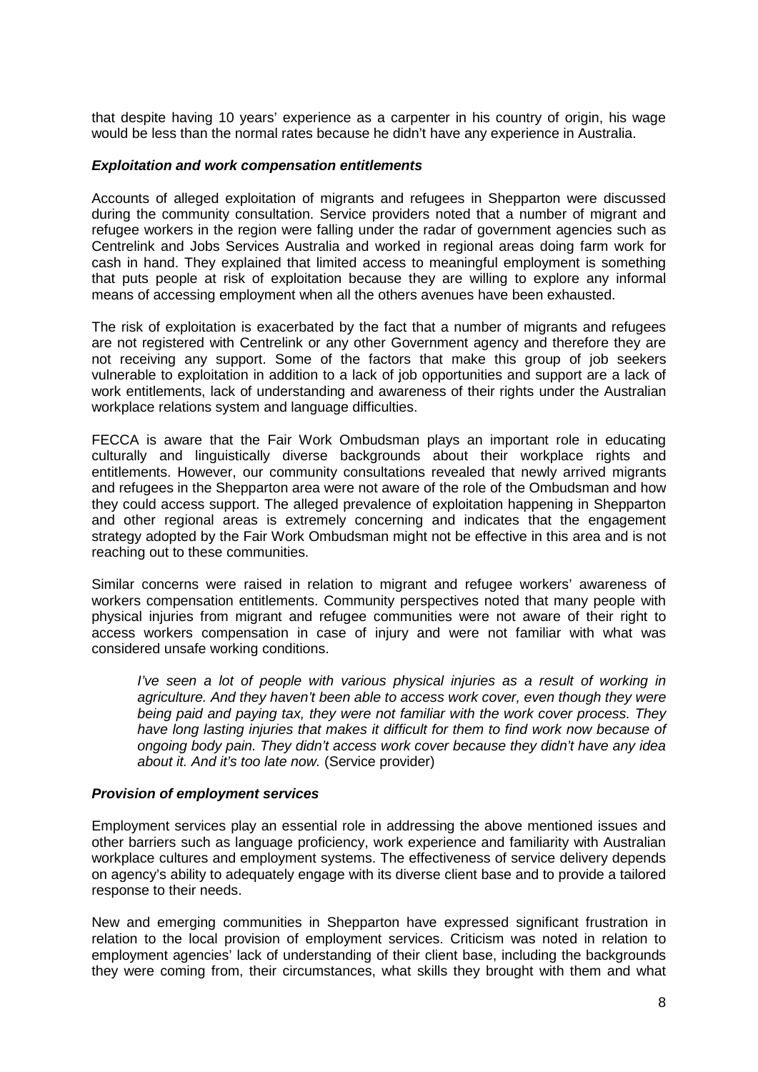that despite having 10 years' experience as a carpenter in his country of origin, his wage would be less than the normal rates because he didn't have any experience in Australia.

### *Exploitation and work compensation entitlements*

Accounts of alleged exploitation of migrants and refugees in Shepparton were discussed during the community consultation. Service providers noted that a number of migrant and refugee workers in the region were falling under the radar of government agencies such as Centrelink and Jobs Services Australia and worked in regional areas doing farm work for cash in hand. They explained that limited access to meaningful employment is something that puts people at risk of exploitation because they are willing to explore any informal means of accessing employment when all the others avenues have been exhausted.

The risk of exploitation is exacerbated by the fact that a number of migrants and refugees are not registered with Centrelink or any other Government agency and therefore they are not receiving any support. Some of the factors that make this group of job seekers vulnerable to exploitation in addition to a lack of job opportunities and support are a lack of work entitlements, lack of understanding and awareness of their rights under the Australian workplace relations system and language difficulties.

FECCA is aware that the Fair Work Ombudsman plays an important role in educating culturally and linguistically diverse backgrounds about their workplace rights and entitlements. However, our community consultations revealed that newly arrived migrants and refugees in the Shepparton area were not aware of the role of the Ombudsman and how they could access support. The alleged prevalence of exploitation happening in Shepparton and other regional areas is extremely concerning and indicates that the engagement strategy adopted by the Fair Work Ombudsman might not be effective in this area and is not reaching out to these communities.

Similar concerns were raised in relation to migrant and refugee workers' awareness of workers compensation entitlements. Community perspectives noted that many people with physical injuries from migrant and refugee communities were not aware of their right to access workers compensation in case of injury and were not familiar with what was considered unsafe working conditions.

> *I've seen a lot of people with various physical injuries as a result of working in agriculture. And they haven't been able to access work cover, even though they were being paid and paying tax, they were not familiar with the work cover process. They have long lasting injuries that makes it difficult for them to find work now because of ongoing body pain. They didn't access work cover because they didn't have any idea about it. And it's too late now.* (Service provider)

### *Provision of employment services*

Employment services play an essential role in addressing the above mentioned issues and other barriers such as language proficiency, work experience and familiarity with Australian workplace cultures and employment systems. The effectiveness of service delivery depends on agency's ability to adequately engage with its diverse client base and to provide a tailored response to their needs.

New and emerging communities in Shepparton have expressed significant frustration in relation to the local provision of employment services. Criticism was noted in relation to employment agencies' lack of understanding of their client base, including the backgrounds they were coming from, their circumstances, what skills they brought with them and what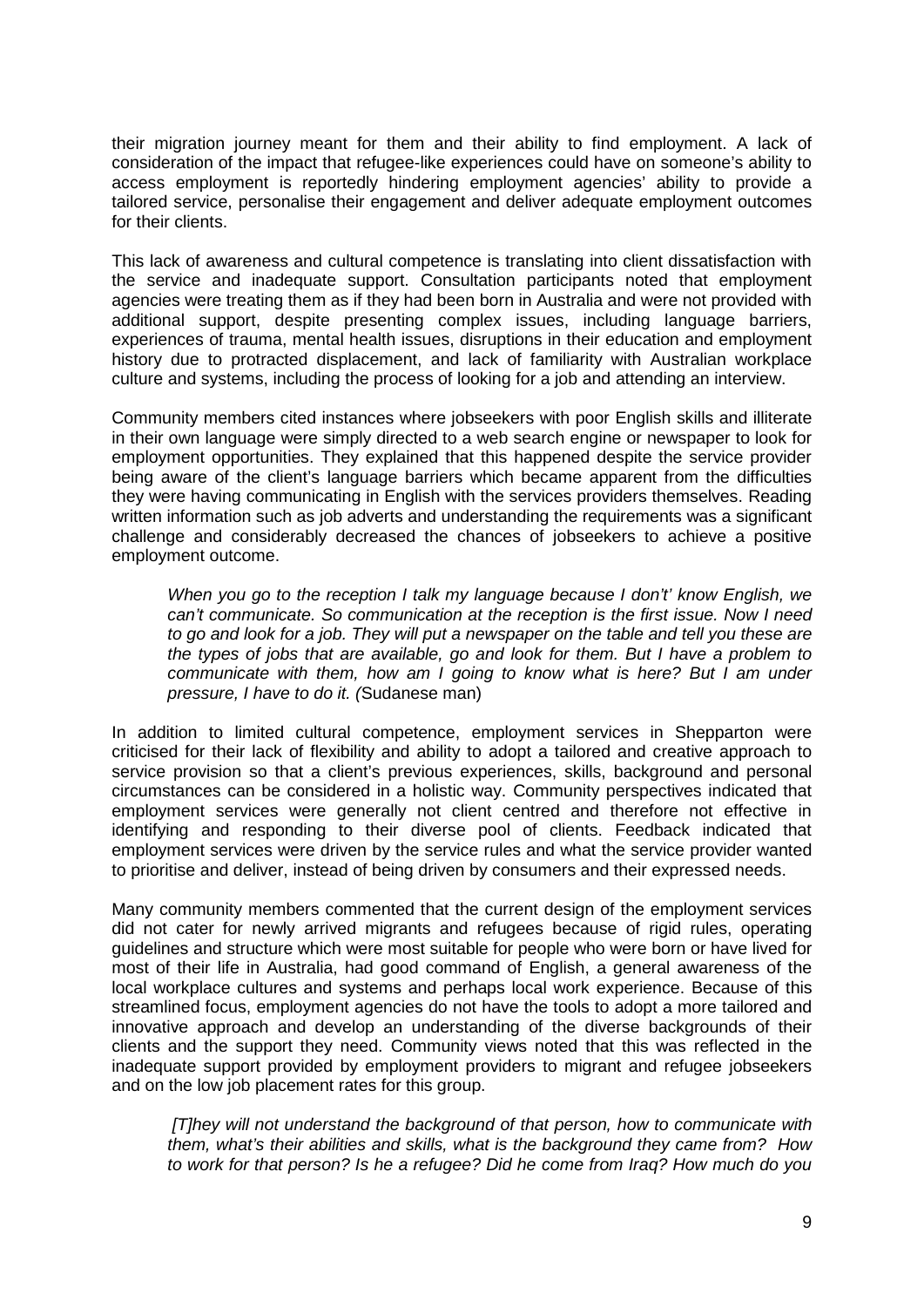their migration journey meant for them and their ability to find employment. A lack of consideration of the impact that refugee-like experiences could have on someone's ability to access employment is reportedly hindering employment agencies' ability to provide a tailored service, personalise their engagement and deliver adequate employment outcomes for their clients.

This lack of awareness and cultural competence is translating into client dissatisfaction with the service and inadequate support. Consultation participants noted that employment agencies were treating them as if they had been born in Australia and were not provided with additional support, despite presenting complex issues, including language barriers, experiences of trauma, mental health issues, disruptions in their education and employment history due to protracted displacement, and lack of familiarity with Australian workplace culture and systems, including the process of looking for a job and attending an interview.

Community members cited instances where jobseekers with poor English skills and illiterate in their own language were simply directed to a web search engine or newspaper to look for employment opportunities. They explained that this happened despite the service provider being aware of the client's language barriers which became apparent from the difficulties they were having communicating in English with the services providers themselves. Reading written information such as job adverts and understanding the requirements was a significant challenge and considerably decreased the chances of jobseekers to achieve a positive employment outcome.

> *When you go to the reception I talk my language because I don't' know English, we can't communicate. So communication at the reception is the first issue. Now I need to go and look for a job. They will put a newspaper on the table and tell you these are the types of jobs that are available, go and look for them. But I have a problem to communicate with them, how am I going to know what is here? But I am under pressure, I have to do it. (*Sudanese man)

In addition to limited cultural competence, employment services in Shepparton were criticised for their lack of flexibility and ability to adopt a tailored and creative approach to service provision so that a client's previous experiences, skills, background and personal circumstances can be considered in a holistic way. Community perspectives indicated that employment services were generally not client centred and therefore not effective in identifying and responding to their diverse pool of clients. Feedback indicated that employment services were driven by the service rules and what the service provider wanted to prioritise and deliver, instead of being driven by consumers and their expressed needs.

Many community members commented that the current design of the employment services did not cater for newly arrived migrants and refugees because of rigid rules, operating guidelines and structure which were most suitable for people who were born or have lived for most of their life in Australia, had good command of English, a general awareness of the local workplace cultures and systems and perhaps local work experience. Because of this streamlined focus, employment agencies do not have the tools to adopt a more tailored and innovative approach and develop an understanding of the diverse backgrounds of their clients and the support they need. Community views noted that this was reflected in the inadequate support provided by employment providers to migrant and refugee jobseekers and on the low job placement rates for this group.

> *[T]hey will not understand the background of that person, how to communicate with them, what's their abilities and skills, what is the background they came from? How to work for that person? Is he a refugee? Did he come from Iraq? How much do you*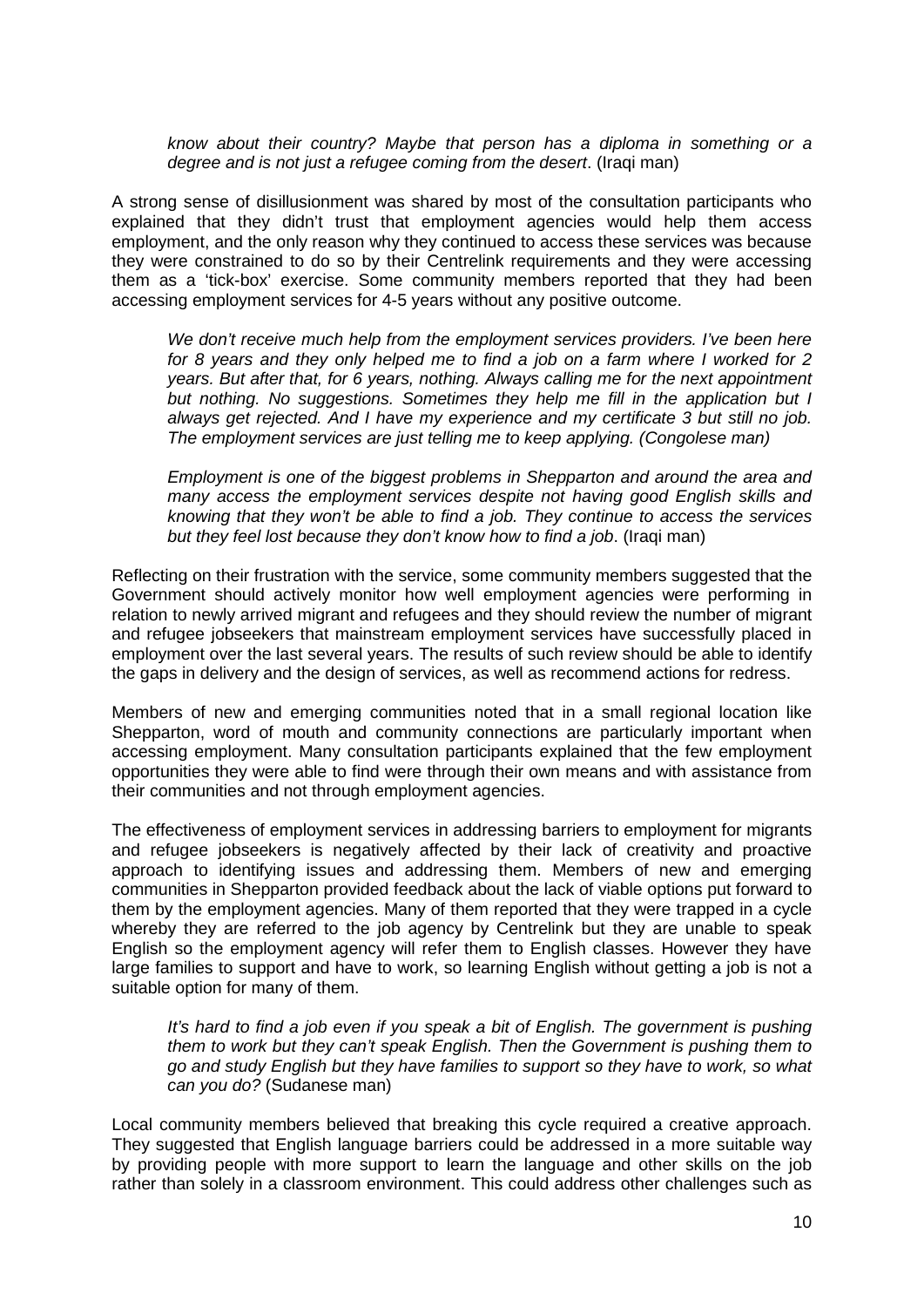*know about their country? Maybe that person has a diploma in something or a degree and is not just a refugee coming from the desert*. (Iraqi man)

A strong sense of disillusionment was shared by most of the consultation participants who explained that they didn't trust that employment agencies would help them access employment, and the only reason why they continued to access these services was because they were constrained to do so by their Centrelink requirements and they were accessing them as a 'tick-box' exercise. Some community members reported that they had been accessing employment services for 4-5 years without any positive outcome.

> *We don't receive much help from the employment services providers. I've been here for 8 years and they only helped me to find a job on a farm where I worked for 2 years. But after that, for 6 years, nothing. Always calling me for the next appointment but nothing. No suggestions. Sometimes they help me fill in the application but I always get rejected. And I have my experience and my certificate 3 but still no job. The employment services are just telling me to keep applying. (Congolese man)*

> *Employment is one of the biggest problems in Shepparton and around the area and many access the employment services despite not having good English skills and knowing that they won't be able to find a job. They continue to access the services but they feel lost because they don't know how to find a job*. (Iraqi man)

Reflecting on their frustration with the service, some community members suggested that the Government should actively monitor how well employment agencies were performing in relation to newly arrived migrant and refugees and they should review the number of migrant and refugee jobseekers that mainstream employment services have successfully placed in employment over the last several years. The results of such review should be able to identify the gaps in delivery and the design of services, as well as recommend actions for redress.

Members of new and emerging communities noted that in a small regional location like Shepparton, word of mouth and community connections are particularly important when accessing employment. Many consultation participants explained that the few employment opportunities they were able to find were through their own means and with assistance from their communities and not through employment agencies.

The effectiveness of employment services in addressing barriers to employment for migrants and refugee jobseekers is negatively affected by their lack of creativity and proactive approach to identifying issues and addressing them. Members of new and emerging communities in Shepparton provided feedback about the lack of viable options put forward to them by the employment agencies. Many of them reported that they were trapped in a cycle whereby they are referred to the job agency by Centrelink but they are unable to speak English so the employment agency will refer them to English classes. However they have large families to support and have to work, so learning English without getting a job is not a suitable option for many of them.

> *It's hard to find a job even if you speak a bit of English. The government is pushing them to work but they can't speak English. Then the Government is pushing them to go and study English but they have families to support so they have to work, so what can you do?* (Sudanese man)

Local community members believed that breaking this cycle required a creative approach. They suggested that English language barriers could be addressed in a more suitable way by providing people with more support to learn the language and other skills on the job rather than solely in a classroom environment. This could address other challenges such as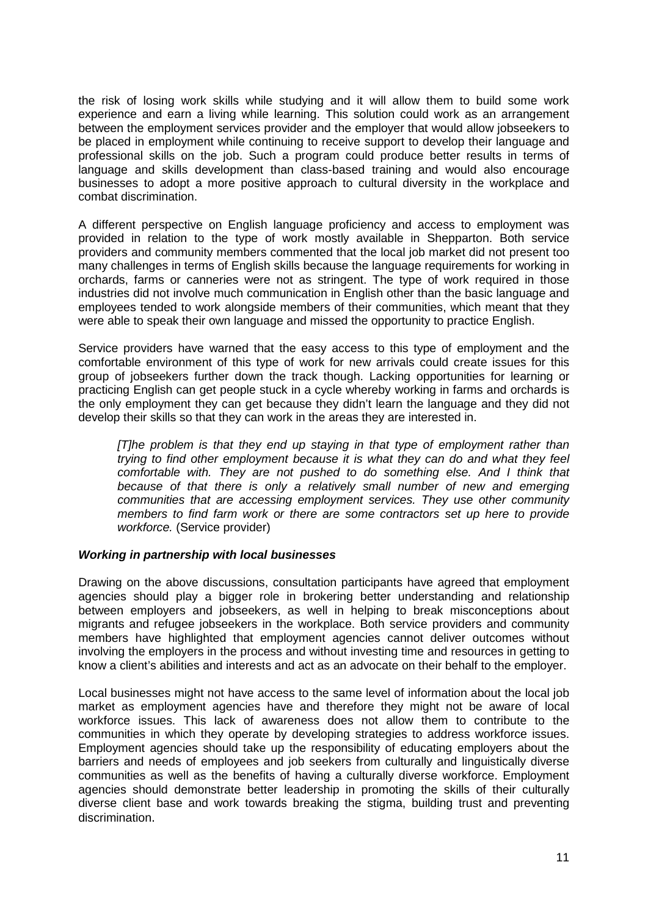the risk of losing work skills while studying and it will allow them to build some work experience and earn a living while learning. This solution could work as an arrangement between the employment services provider and the employer that would allow jobseekers to be placed in employment while continuing to receive support to develop their language and professional skills on the job. Such a program could produce better results in terms of language and skills development than class-based training and would also encourage businesses to adopt a more positive approach to cultural diversity in the workplace and combat discrimination.

A different perspective on English language proficiency and access to employment was provided in relation to the type of work mostly available in Shepparton. Both service providers and community members commented that the local job market did not present too many challenges in terms of English skills because the language requirements for working in orchards, farms or canneries were not as stringent. The type of work required in those industries did not involve much communication in English other than the basic language and employees tended to work alongside members of their communities, which meant that they were able to speak their own language and missed the opportunity to practice English.

Service providers have warned that the easy access to this type of employment and the comfortable environment of this type of work for new arrivals could create issues for this group of jobseekers further down the track though. Lacking opportunities for learning or practicing English can get people stuck in a cycle whereby working in farms and orchards is the only employment they can get because they didn't learn the language and they did not develop their skills so that they can work in the areas they are interested in.

> *[T]he problem is that they end up staying in that type of employment rather than trying to find other employment because it is what they can do and what they feel comfortable with. They are not pushed to do something else. And I think that because of that there is only a relatively small number of new and emerging communities that are accessing employment services. They use other community members to find farm work or there are some contractors set up here to provide workforce.* (Service provider)

***Working in partnership with local businesses***

Drawing on the above discussions, consultation participants have agreed that employment agencies should play a bigger role in brokering better understanding and relationship between employers and jobseekers, as well in helping to break misconceptions about migrants and refugee jobseekers in the workplace. Both service providers and community members have highlighted that employment agencies cannot deliver outcomes without involving the employers in the process and without investing time and resources in getting to know a client's abilities and interests and act as an advocate on their behalf to the employer.

Local businesses might not have access to the same level of information about the local job market as employment agencies have and therefore they might not be aware of local workforce issues. This lack of awareness does not allow them to contribute to the communities in which they operate by developing strategies to address workforce issues. Employment agencies should take up the responsibility of educating employers about the barriers and needs of employees and job seekers from culturally and linguistically diverse communities as well as the benefits of having a culturally diverse workforce. Employment agencies should demonstrate better leadership in promoting the skills of their culturally diverse client base and work towards breaking the stigma, building trust and preventing discrimination.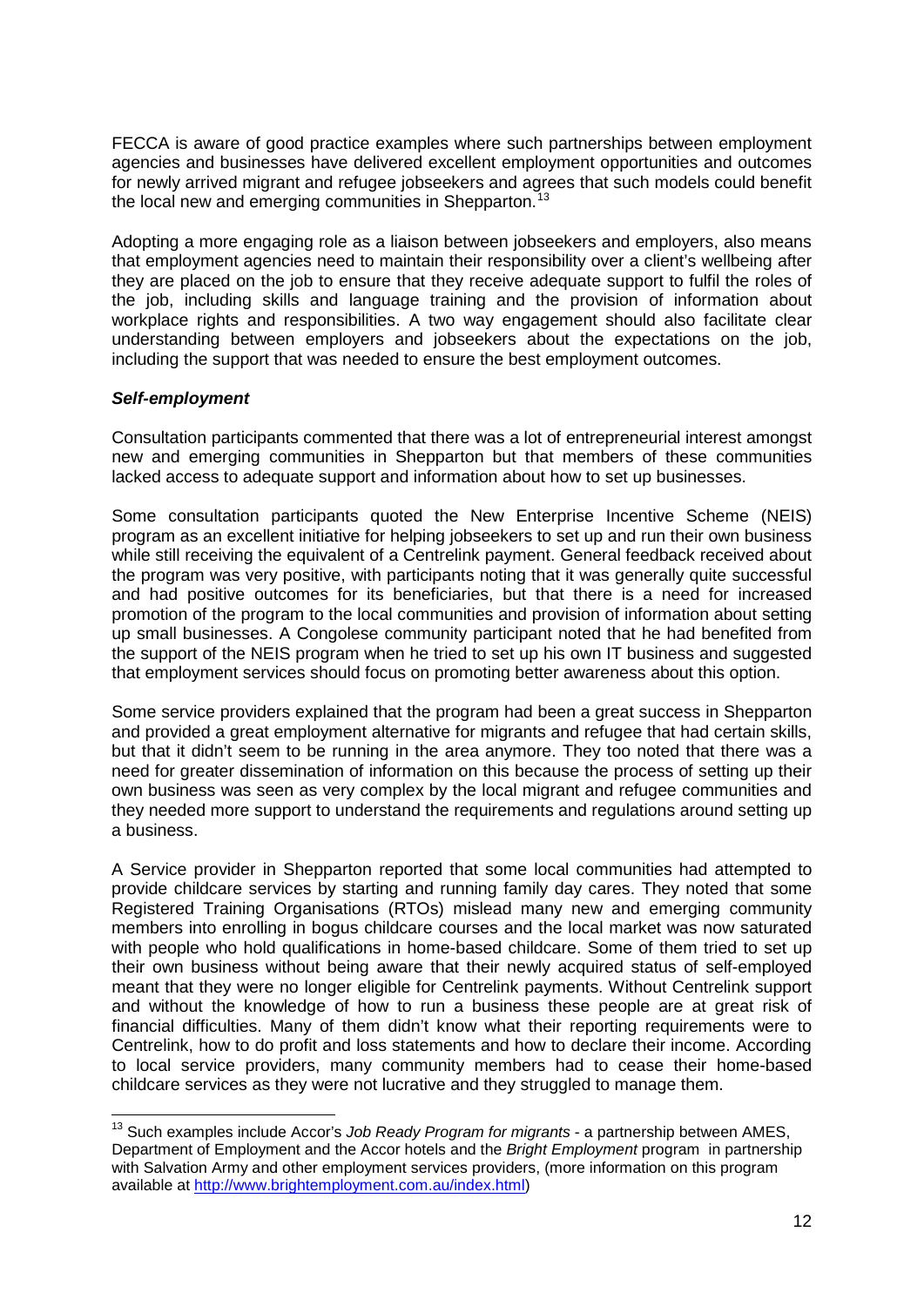FECCA is aware of good practice examples where such partnerships between employment agencies and businesses have delivered excellent employment opportunities and outcomes for newly arrived migrant and refugee jobseekers and agrees that such models could benefit the local new and emerging communities in Shepparton.[13]

Adopting a more engaging role as a liaison between jobseekers and employers, also means that employment agencies need to maintain their responsibility over a client's wellbeing after they are placed on the job to ensure that they receive adequate support to fulfil the roles of the job, including skills and language training and the provision of information about workplace rights and responsibilities. A two way engagement should also facilitate clear understanding between employers and jobseekers about the expectations on the job, including the support that was needed to ensure the best employment outcomes.

***Self-employment***

Consultation participants commented that there was a lot of entrepreneurial interest amongst new and emerging communities in Shepparton but that members of these communities lacked access to adequate support and information about how to set up businesses.

Some consultation participants quoted the New Enterprise Incentive Scheme (NEIS) program as an excellent initiative for helping jobseekers to set up and run their own business while still receiving the equivalent of a Centrelink payment. General feedback received about the program was very positive, with participants noting that it was generally quite successful and had positive outcomes for its beneficiaries, but that there is a need for increased promotion of the program to the local communities and provision of information about setting up small businesses. A Congolese community participant noted that he had benefited from the support of the NEIS program when he tried to set up his own IT business and suggested that employment services should focus on promoting better awareness about this option.

Some service providers explained that the program had been a great success in Shepparton and provided a great employment alternative for migrants and refugee that had certain skills, but that it didn't seem to be running in the area anymore. They too noted that there was a need for greater dissemination of information on this because the process of setting up their own business was seen as very complex by the local migrant and refugee communities and they needed more support to understand the requirements and regulations around setting up a business.

A Service provider in Shepparton reported that some local communities had attempted to provide childcare services by starting and running family day cares. They noted that some Registered Training Organisations (RTOs) mislead many new and emerging community members into enrolling in bogus childcare courses and the local market was now saturated with people who hold qualifications in home-based childcare. Some of them tried to set up their own business without being aware that their newly acquired status of self-employed meant that they were no longer eligible for Centrelink payments. Without Centrelink support and without the knowledge of how to run a business these people are at great risk of financial difficulties. Many of them didn't know what their reporting requirements were to Centrelink, how to do profit and loss statements and how to declare their income. According to local service providers, many community members had to cease their home-based childcare services as they were not lucrative and they struggled to manage them.

---

[13] Such examples include Accor's *Job Ready Program for migrants* - a partnership between AMES, Department of Employment and the Accor hotels and the *Bright Employment* program in partnership with Salvation Army and other employment services providers, (more information on this program available at http://www.brightemployment.com.au/index.html)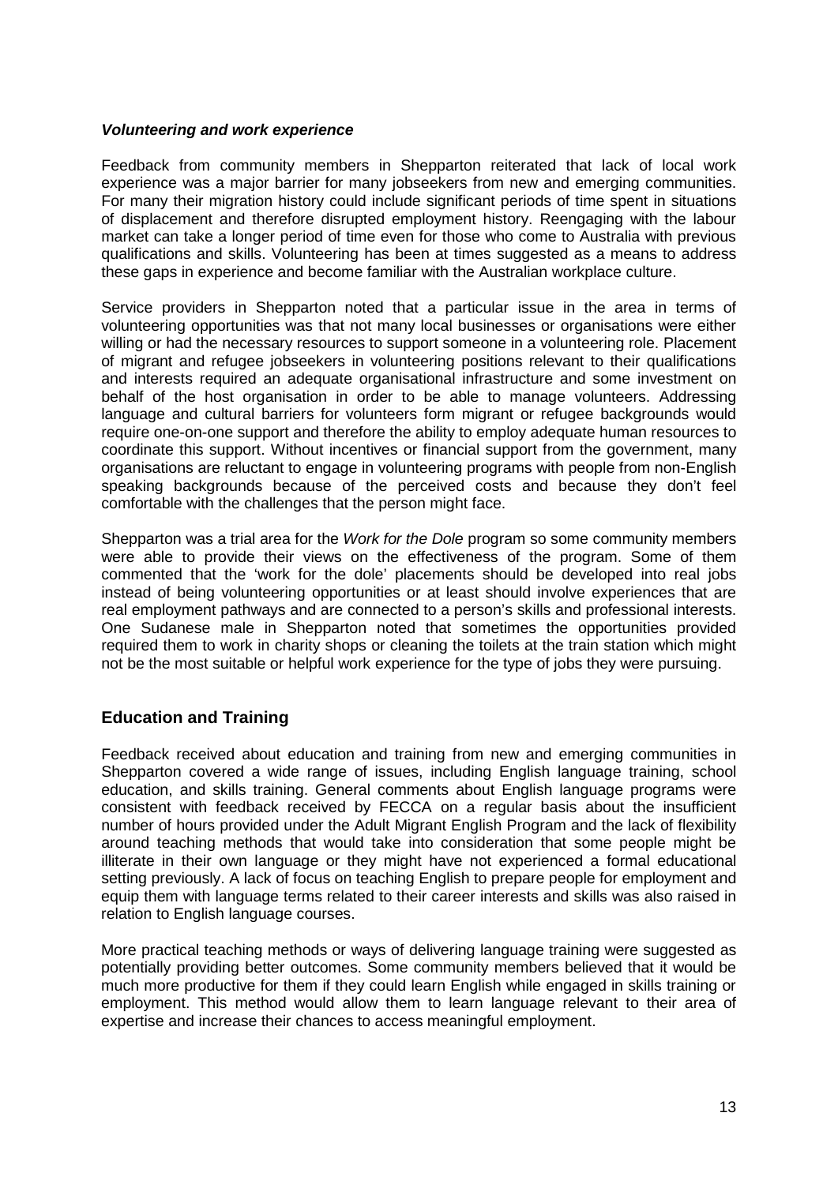***Volunteering and work experience***

Feedback from community members in Shepparton reiterated that lack of local work experience was a major barrier for many jobseekers from new and emerging communities. For many their migration history could include significant periods of time spent in situations of displacement and therefore disrupted employment history. Reengaging with the labour market can take a longer period of time even for those who come to Australia with previous qualifications and skills. Volunteering has been at times suggested as a means to address these gaps in experience and become familiar with the Australian workplace culture.

Service providers in Shepparton noted that a particular issue in the area in terms of volunteering opportunities was that not many local businesses or organisations were either willing or had the necessary resources to support someone in a volunteering role. Placement of migrant and refugee jobseekers in volunteering positions relevant to their qualifications and interests required an adequate organisational infrastructure and some investment on behalf of the host organisation in order to be able to manage volunteers. Addressing language and cultural barriers for volunteers form migrant or refugee backgrounds would require one-on-one support and therefore the ability to employ adequate human resources to coordinate this support. Without incentives or financial support from the government, many organisations are reluctant to engage in volunteering programs with people from non-English speaking backgrounds because of the perceived costs and because they don't feel comfortable with the challenges that the person might face.

Shepparton was a trial area for the *Work for the Dole* program so some community members were able to provide their views on the effectiveness of the program. Some of them commented that the 'work for the dole' placements should be developed into real jobs instead of being volunteering opportunities or at least should involve experiences that are real employment pathways and are connected to a person's skills and professional interests. One Sudanese male in Shepparton noted that sometimes the opportunities provided required them to work in charity shops or cleaning the toilets at the train station which might not be the most suitable or helpful work experience for the type of jobs they were pursuing.

## Education and Training

Feedback received about education and training from new and emerging communities in Shepparton covered a wide range of issues, including English language training, school education, and skills training. General comments about English language programs were consistent with feedback received by FECCA on a regular basis about the insufficient number of hours provided under the Adult Migrant English Program and the lack of flexibility around teaching methods that would take into consideration that some people might be illiterate in their own language or they might have not experienced a formal educational setting previously. A lack of focus on teaching English to prepare people for employment and equip them with language terms related to their career interests and skills was also raised in relation to English language courses.

More practical teaching methods or ways of delivering language training were suggested as potentially providing better outcomes. Some community members believed that it would be much more productive for them if they could learn English while engaged in skills training or employment. This method would allow them to learn language relevant to their area of expertise and increase their chances to access meaningful employment.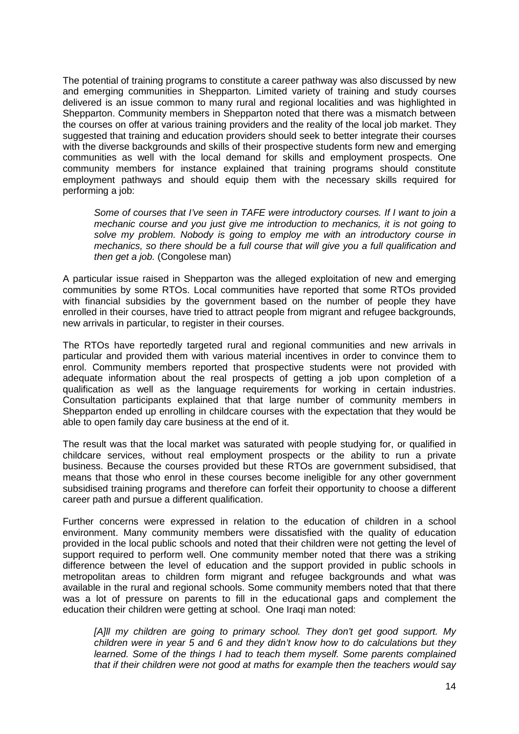The potential of training programs to constitute a career pathway was also discussed by new and emerging communities in Shepparton. Limited variety of training and study courses delivered is an issue common to many rural and regional localities and was highlighted in Shepparton. Community members in Shepparton noted that there was a mismatch between the courses on offer at various training providers and the reality of the local job market. They suggested that training and education providers should seek to better integrate their courses with the diverse backgrounds and skills of their prospective students form new and emerging communities as well with the local demand for skills and employment prospects. One community members for instance explained that training programs should constitute employment pathways and should equip them with the necessary skills required for performing a job:

> *Some of courses that I've seen in TAFE were introductory courses. If I want to join a mechanic course and you just give me introduction to mechanics, it is not going to solve my problem. Nobody is going to employ me with an introductory course in mechanics, so there should be a full course that will give you a full qualification and then get a job.* (Congolese man)

A particular issue raised in Shepparton was the alleged exploitation of new and emerging communities by some RTOs. Local communities have reported that some RTOs provided with financial subsidies by the government based on the number of people they have enrolled in their courses, have tried to attract people from migrant and refugee backgrounds, new arrivals in particular, to register in their courses.

The RTOs have reportedly targeted rural and regional communities and new arrivals in particular and provided them with various material incentives in order to convince them to enrol. Community members reported that prospective students were not provided with adequate information about the real prospects of getting a job upon completion of a qualification as well as the language requirements for working in certain industries. Consultation participants explained that that large number of community members in Shepparton ended up enrolling in childcare courses with the expectation that they would be able to open family day care business at the end of it.

The result was that the local market was saturated with people studying for, or qualified in childcare services, without real employment prospects or the ability to run a private business. Because the courses provided but these RTOs are government subsidised, that means that those who enrol in these courses become ineligible for any other government subsidised training programs and therefore can forfeit their opportunity to choose a different career path and pursue a different qualification.

Further concerns were expressed in relation to the education of children in a school environment. Many community members were dissatisfied with the quality of education provided in the local public schools and noted that their children were not getting the level of support required to perform well. One community member noted that there was a striking difference between the level of education and the support provided in public schools in metropolitan areas to children form migrant and refugee backgrounds and what was available in the rural and regional schools. Some community members noted that that there was a lot of pressure on parents to fill in the educational gaps and complement the education their children were getting at school. One Iraqi man noted:

> *[A]ll my children are going to primary school. They don't get good support. My children were in year 5 and 6 and they didn't know how to do calculations but they learned. Some of the things I had to teach them myself. Some parents complained that if their children were not good at maths for example then the teachers would say*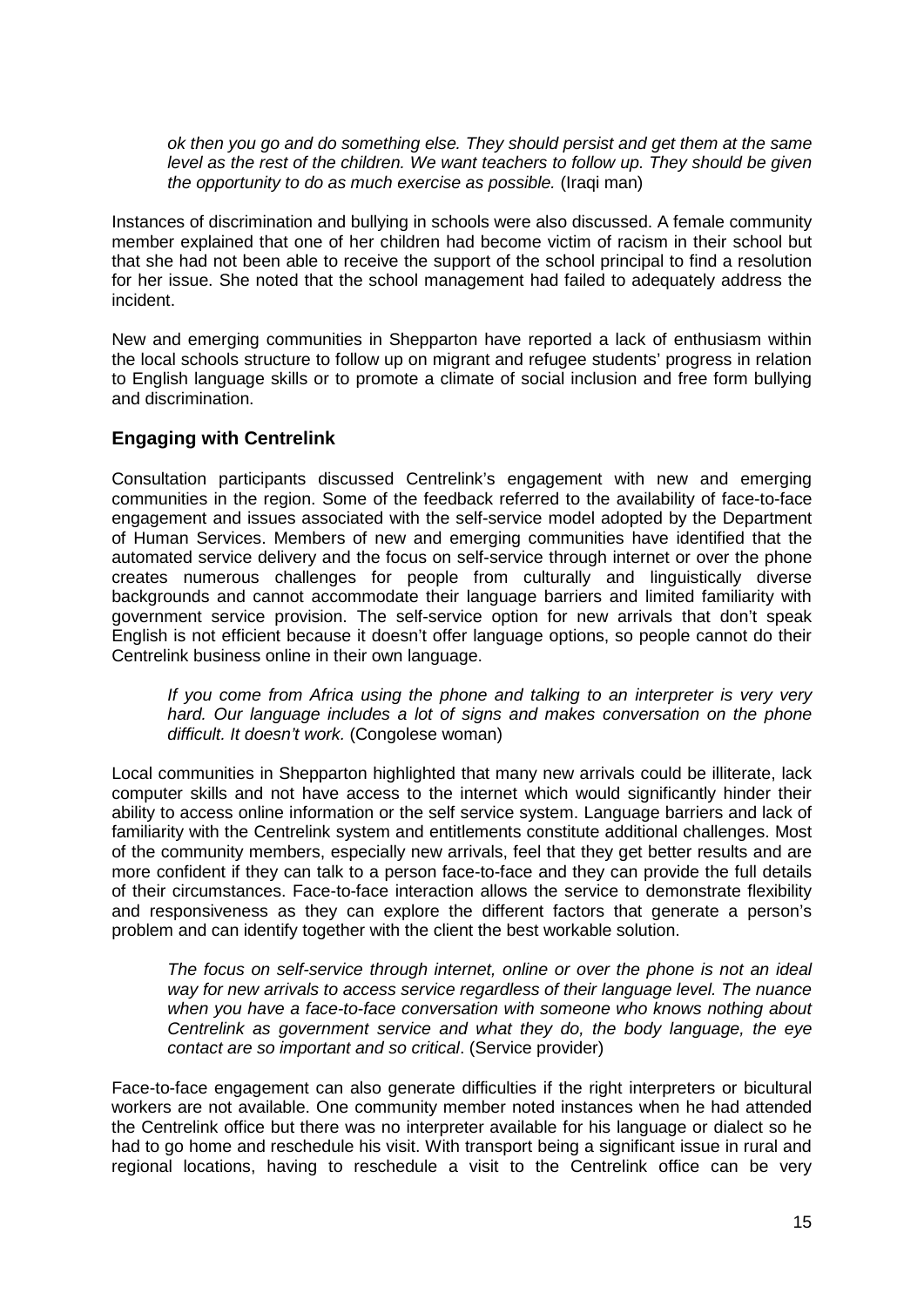*ok then you go and do something else. They should persist and get them at the same level as the rest of the children. We want teachers to follow up. They should be given the opportunity to do as much exercise as possible.* (Iraqi man)

Instances of discrimination and bullying in schools were also discussed. A female community member explained that one of her children had become victim of racism in their school but that she had not been able to receive the support of the school principal to find a resolution for her issue. She noted that the school management had failed to adequately address the incident.

New and emerging communities in Shepparton have reported a lack of enthusiasm within the local schools structure to follow up on migrant and refugee students' progress in relation to English language skills or to promote a climate of social inclusion and free form bullying and discrimination.

### Engaging with Centrelink

Consultation participants discussed Centrelink's engagement with new and emerging communities in the region. Some of the feedback referred to the availability of face-to-face engagement and issues associated with the self-service model adopted by the Department of Human Services. Members of new and emerging communities have identified that the automated service delivery and the focus on self-service through internet or over the phone creates numerous challenges for people from culturally and linguistically diverse backgrounds and cannot accommodate their language barriers and limited familiarity with government service provision. The self-service option for new arrivals that don't speak English is not efficient because it doesn't offer language options, so people cannot do their Centrelink business online in their own language.

> *If you come from Africa using the phone and talking to an interpreter is very very hard. Our language includes a lot of signs and makes conversation on the phone difficult. It doesn't work.* (Congolese woman)

Local communities in Shepparton highlighted that many new arrivals could be illiterate, lack computer skills and not have access to the internet which would significantly hinder their ability to access online information or the self service system. Language barriers and lack of familiarity with the Centrelink system and entitlements constitute additional challenges. Most of the community members, especially new arrivals, feel that they get better results and are more confident if they can talk to a person face-to-face and they can provide the full details of their circumstances. Face-to-face interaction allows the service to demonstrate flexibility and responsiveness as they can explore the different factors that generate a person's problem and can identify together with the client the best workable solution.

> *The focus on self-service through internet, online or over the phone is not an ideal way for new arrivals to access service regardless of their language level. The nuance when you have a face-to-face conversation with someone who knows nothing about Centrelink as government service and what they do, the body language, the eye contact are so important and so critical*. (Service provider)

Face-to-face engagement can also generate difficulties if the right interpreters or bicultural workers are not available. One community member noted instances when he had attended the Centrelink office but there was no interpreter available for his language or dialect so he had to go home and reschedule his visit. With transport being a significant issue in rural and regional locations, having to reschedule a visit to the Centrelink office can be very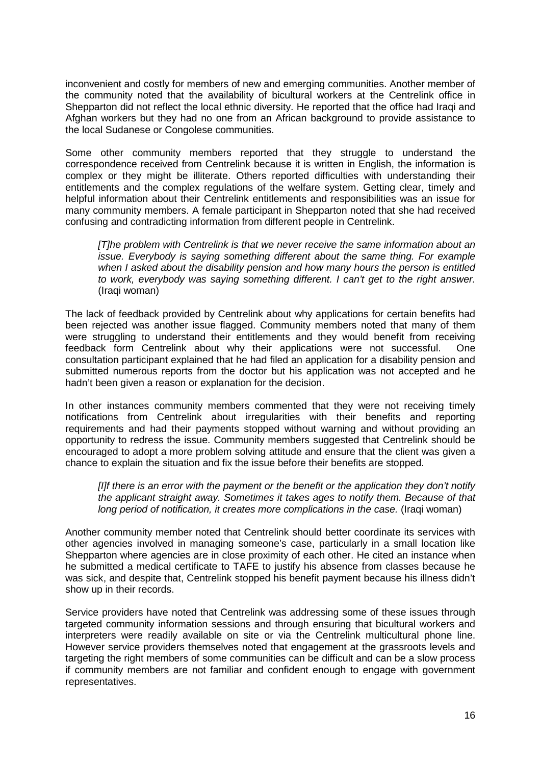inconvenient and costly for members of new and emerging communities. Another member of the community noted that the availability of bicultural workers at the Centrelink office in Shepparton did not reflect the local ethnic diversity. He reported that the office had Iraqi and Afghan workers but they had no one from an African background to provide assistance to the local Sudanese or Congolese communities.

Some other community members reported that they struggle to understand the correspondence received from Centrelink because it is written in English, the information is complex or they might be illiterate. Others reported difficulties with understanding their entitlements and the complex regulations of the welfare system. Getting clear, timely and helpful information about their Centrelink entitlements and responsibilities was an issue for many community members. A female participant in Shepparton noted that she had received confusing and contradicting information from different people in Centrelink.

> *[T]he problem with Centrelink is that we never receive the same information about an issue. Everybody is saying something different about the same thing. For example when I asked about the disability pension and how many hours the person is entitled to work, everybody was saying something different. I can't get to the right answer.* (Iraqi woman)

The lack of feedback provided by Centrelink about why applications for certain benefits had been rejected was another issue flagged. Community members noted that many of them were struggling to understand their entitlements and they would benefit from receiving feedback form Centrelink about why their applications were not successful. One consultation participant explained that he had filed an application for a disability pension and submitted numerous reports from the doctor but his application was not accepted and he hadn't been given a reason or explanation for the decision.

In other instances community members commented that they were not receiving timely notifications from Centrelink about irregularities with their benefits and reporting requirements and had their payments stopped without warning and without providing an opportunity to redress the issue. Community members suggested that Centrelink should be encouraged to adopt a more problem solving attitude and ensure that the client was given a chance to explain the situation and fix the issue before their benefits are stopped.

> *[I]f there is an error with the payment or the benefit or the application they don't notify the applicant straight away. Sometimes it takes ages to notify them. Because of that long period of notification, it creates more complications in the case.* (Iraqi woman)

Another community member noted that Centrelink should better coordinate its services with other agencies involved in managing someone's case, particularly in a small location like Shepparton where agencies are in close proximity of each other. He cited an instance when he submitted a medical certificate to TAFE to justify his absence from classes because he was sick, and despite that, Centrelink stopped his benefit payment because his illness didn't show up in their records.

Service providers have noted that Centrelink was addressing some of these issues through targeted community information sessions and through ensuring that bicultural workers and interpreters were readily available on site or via the Centrelink multicultural phone line. However service providers themselves noted that engagement at the grassroots levels and targeting the right members of some communities can be difficult and can be a slow process if community members are not familiar and confident enough to engage with government representatives.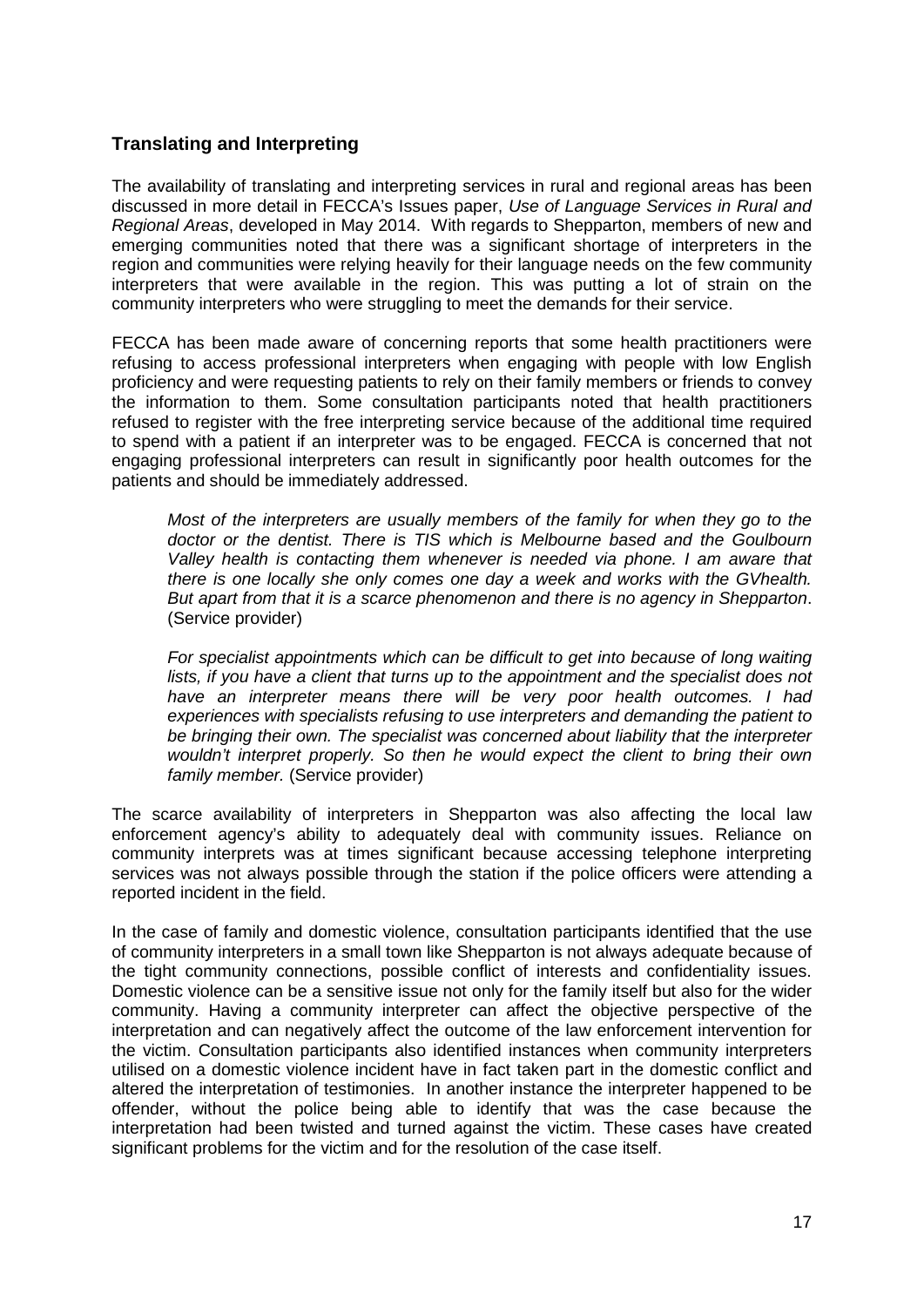## Translating and Interpreting

The availability of translating and interpreting services in rural and regional areas has been discussed in more detail in FECCA's Issues paper, *Use of Language Services in Rural and Regional Areas*, developed in May 2014. With regards to Shepparton, members of new and emerging communities noted that there was a significant shortage of interpreters in the region and communities were relying heavily for their language needs on the few community interpreters that were available in the region. This was putting a lot of strain on the community interpreters who were struggling to meet the demands for their service.

FECCA has been made aware of concerning reports that some health practitioners were refusing to access professional interpreters when engaging with people with low English proficiency and were requesting patients to rely on their family members or friends to convey the information to them. Some consultation participants noted that health practitioners refused to register with the free interpreting service because of the additional time required to spend with a patient if an interpreter was to be engaged. FECCA is concerned that not engaging professional interpreters can result in significantly poor health outcomes for the patients and should be immediately addressed.

> *Most of the interpreters are usually members of the family for when they go to the doctor or the dentist. There is TIS which is Melbourne based and the Goulbourn Valley health is contacting them whenever is needed via phone. I am aware that there is one locally she only comes one day a week and works with the GVhealth. But apart from that it is a scarce phenomenon and there is no agency in Shepparton*. (Service provider)

> *For specialist appointments which can be difficult to get into because of long waiting lists, if you have a client that turns up to the appointment and the specialist does not have an interpreter means there will be very poor health outcomes. I had experiences with specialists refusing to use interpreters and demanding the patient to be bringing their own. The specialist was concerned about liability that the interpreter wouldn't interpret properly. So then he would expect the client to bring their own family member.* (Service provider)

The scarce availability of interpreters in Shepparton was also affecting the local law enforcement agency's ability to adequately deal with community issues. Reliance on community interprets was at times significant because accessing telephone interpreting services was not always possible through the station if the police officers were attending a reported incident in the field.

In the case of family and domestic violence, consultation participants identified that the use of community interpreters in a small town like Shepparton is not always adequate because of the tight community connections, possible conflict of interests and confidentiality issues. Domestic violence can be a sensitive issue not only for the family itself but also for the wider community. Having a community interpreter can affect the objective perspective of the interpretation and can negatively affect the outcome of the law enforcement intervention for the victim. Consultation participants also identified instances when community interpreters utilised on a domestic violence incident have in fact taken part in the domestic conflict and altered the interpretation of testimonies. In another instance the interpreter happened to be offender, without the police being able to identify that was the case because the interpretation had been twisted and turned against the victim. These cases have created significant problems for the victim and for the resolution of the case itself.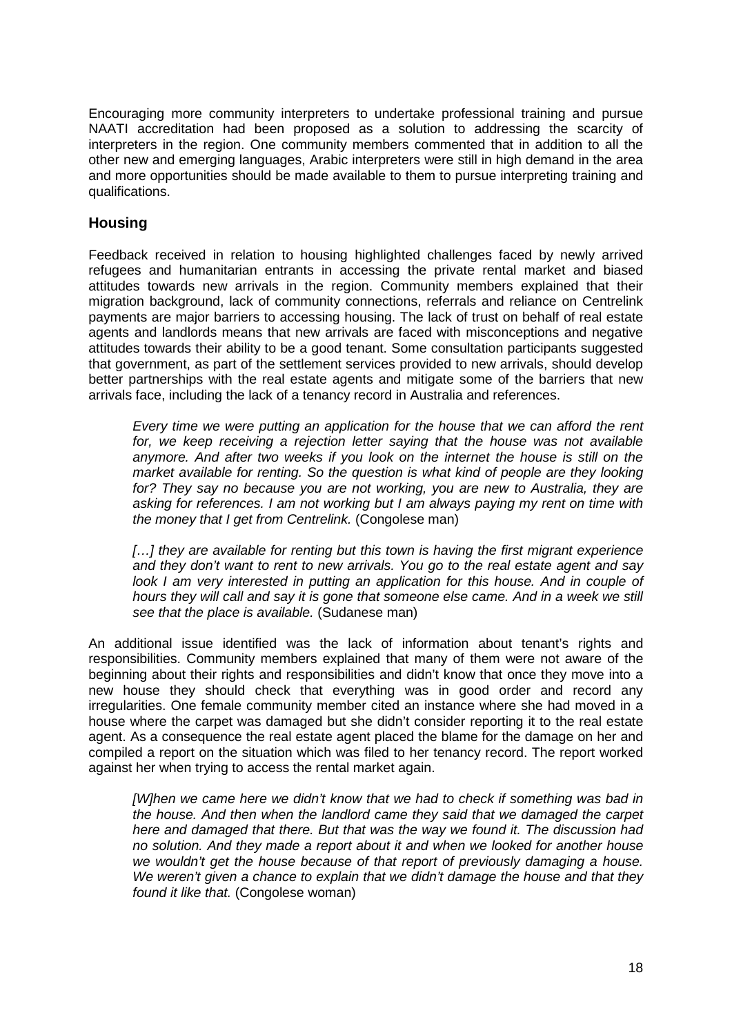Encouraging more community interpreters to undertake professional training and pursue NAATI accreditation had been proposed as a solution to addressing the scarcity of interpreters in the region. One community members commented that in addition to all the other new and emerging languages, Arabic interpreters were still in high demand in the area and more opportunities should be made available to them to pursue interpreting training and qualifications.

## Housing

Feedback received in relation to housing highlighted challenges faced by newly arrived refugees and humanitarian entrants in accessing the private rental market and biased attitudes towards new arrivals in the region. Community members explained that their migration background, lack of community connections, referrals and reliance on Centrelink payments are major barriers to accessing housing. The lack of trust on behalf of real estate agents and landlords means that new arrivals are faced with misconceptions and negative attitudes towards their ability to be a good tenant. Some consultation participants suggested that government, as part of the settlement services provided to new arrivals, should develop better partnerships with the real estate agents and mitigate some of the barriers that new arrivals face, including the lack of a tenancy record in Australia and references.

> *Every time we were putting an application for the house that we can afford the rent for, we keep receiving a rejection letter saying that the house was not available anymore. And after two weeks if you look on the internet the house is still on the market available for renting. So the question is what kind of people are they looking for? They say no because you are not working, you are new to Australia, they are asking for references. I am not working but I am always paying my rent on time with the money that I get from Centrelink.* (Congolese man)

> *[…] they are available for renting but this town is having the first migrant experience and they don't want to rent to new arrivals. You go to the real estate agent and say look I am very interested in putting an application for this house. And in couple of hours they will call and say it is gone that someone else came. And in a week we still see that the place is available.* (Sudanese man)

An additional issue identified was the lack of information about tenant's rights and responsibilities. Community members explained that many of them were not aware of the beginning about their rights and responsibilities and didn't know that once they move into a new house they should check that everything was in good order and record any irregularities. One female community member cited an instance where she had moved in a house where the carpet was damaged but she didn't consider reporting it to the real estate agent. As a consequence the real estate agent placed the blame for the damage on her and compiled a report on the situation which was filed to her tenancy record. The report worked against her when trying to access the rental market again.

> *[W]hen we came here we didn't know that we had to check if something was bad in the house. And then when the landlord came they said that we damaged the carpet here and damaged that there. But that was the way we found it. The discussion had no solution. And they made a report about it and when we looked for another house we wouldn't get the house because of that report of previously damaging a house. We weren't given a chance to explain that we didn't damage the house and that they found it like that.* (Congolese woman)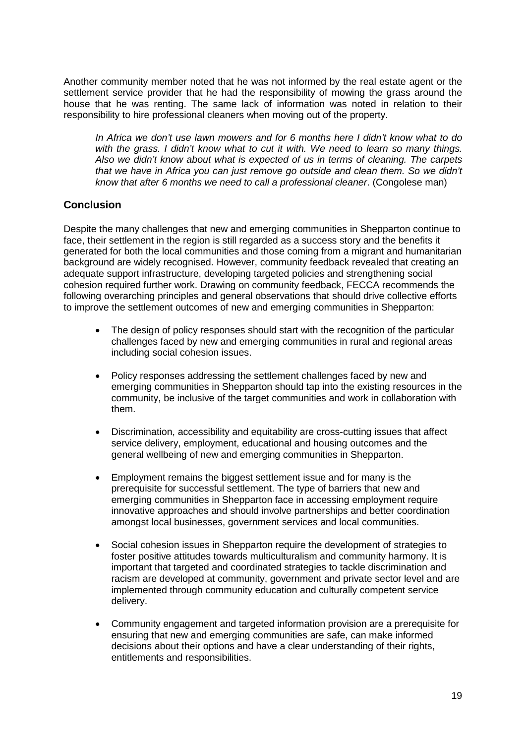Another community member noted that he was not informed by the real estate agent or the settlement service provider that he had the responsibility of mowing the grass around the house that he was renting. The same lack of information was noted in relation to their responsibility to hire professional cleaners when moving out of the property.

> *In Africa we don't use lawn mowers and for 6 months here I didn't know what to do with the grass. I didn't know what to cut it with. We need to learn so many things. Also we didn't know about what is expected of us in terms of cleaning. The carpets that we have in Africa you can just remove go outside and clean them. So we didn't know that after 6 months we need to call a professional cleaner*. (Congolese man)

## Conclusion

Despite the many challenges that new and emerging communities in Shepparton continue to face, their settlement in the region is still regarded as a success story and the benefits it generated for both the local communities and those coming from a migrant and humanitarian background are widely recognised. However, community feedback revealed that creating an adequate support infrastructure, developing targeted policies and strengthening social cohesion required further work. Drawing on community feedback, FECCA recommends the following overarching principles and general observations that should drive collective efforts to improve the settlement outcomes of new and emerging communities in Shepparton:

- The design of policy responses should start with the recognition of the particular challenges faced by new and emerging communities in rural and regional areas including social cohesion issues.
- Policy responses addressing the settlement challenges faced by new and emerging communities in Shepparton should tap into the existing resources in the community, be inclusive of the target communities and work in collaboration with them.
- Discrimination, accessibility and equitability are cross-cutting issues that affect service delivery, employment, educational and housing outcomes and the general wellbeing of new and emerging communities in Shepparton.
- Employment remains the biggest settlement issue and for many is the prerequisite for successful settlement. The type of barriers that new and emerging communities in Shepparton face in accessing employment require innovative approaches and should involve partnerships and better coordination amongst local businesses, government services and local communities.
- Social cohesion issues in Shepparton require the development of strategies to foster positive attitudes towards multiculturalism and community harmony. It is important that targeted and coordinated strategies to tackle discrimination and racism are developed at community, government and private sector level and are implemented through community education and culturally competent service delivery.
- Community engagement and targeted information provision are a prerequisite for ensuring that new and emerging communities are safe, can make informed decisions about their options and have a clear understanding of their rights, entitlements and responsibilities.